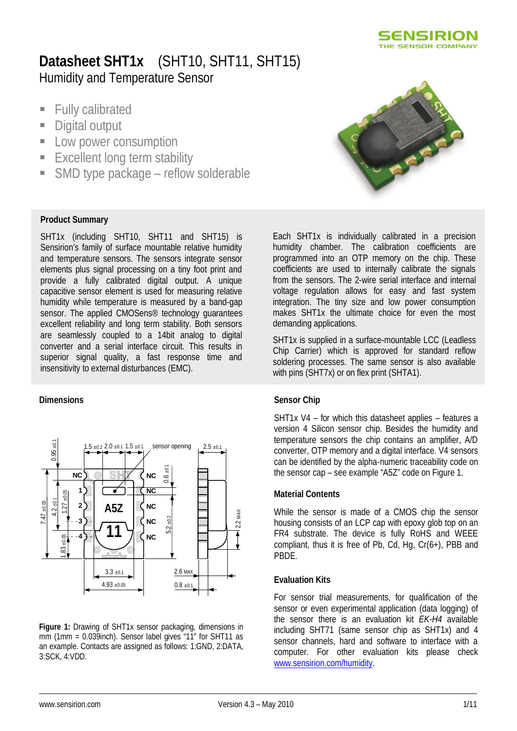# Datasheet SHT1x (SHT10, SHT11, SHT15)

Humidity and Temperature Sensor

- Fully calibrated
- Digital output
- Low power consumption
- Excellent long term stability
- SMD type package – reflow solderable

## Product Summary

SHT1x (including SHT10, SHT11 and SHT15) is Sensirion's family of surface mountable relative humidity and temperature sensors. The sensors integrate sensor elements plus signal processing on a tiny foot print and provide a fully calibrated digital output. A unique capacitive sensor element is used for measuring relative humidity while temperature is measured by a band-gap sensor. The applied CMOSens® technology guarantees excellent reliability and long term stability. Both sensors are seamlessly coupled to a 14bit analog to digital converter and a serial interface circuit. This results in superior signal quality, a fast response time and insensitivity to external disturbances (EMC).

Each SHT1x is individually calibrated in a precision humidity chamber. The calibration coefficients are programmed into an OTP memory on the chip. These coefficients are used to internally calibrate the signals from the sensors. The 2-wire serial interface and internal voltage regulation allows for easy and fast system integration. The tiny size and low power consumption makes SHT1x the ultimate choice for even the most demanding applications.

SHT1x is supplied in a surface-mountable LCC (Leadless Chip Carrier) which is approved for standard reflow soldering processes. The same sensor is also available with pins (SHT7x) or on flex print (SHTA1).

## Dimensions

**Figure 1:** Drawing of SHT1x sensor packaging, dimensions in mm (1mm = 0.039inch). Sensor label gives "11" for SHT11 as an example. Contacts are assigned as follows: 1:GND, 2:DATA, 3:SCK, 4:VDD.

## Sensor Chip

SHT1x V4 – for which this datasheet applies – features a version 4 Silicon sensor chip. Besides the humidity and temperature sensors the chip contains an amplifier, A/D converter, OTP memory and a digital interface. V4 sensors can be identified by the alpha-numeric traceability code on the sensor cap – see example "A5Z" code on Figure 1.

## Material Contents

While the sensor is made of a CMOS chip the sensor housing consists of an LCP cap with epoxy glob top on an FR4 substrate. The device is fully RoHS and WEEE compliant, thus it is free of Pb, Cd, Hg, Cr(6+), PBB and PBDE.

## Evaluation Kits

For sensor trial measurements, for qualification of the sensor or even experimental application (data logging) of the sensor there is an evaluation kit *EK-H4* available including SHT71 (same sensor chip as SHT1x) and 4 sensor channels, hard and software to interface with a computer. For other evaluation kits please check www.sensirion.com/humidity.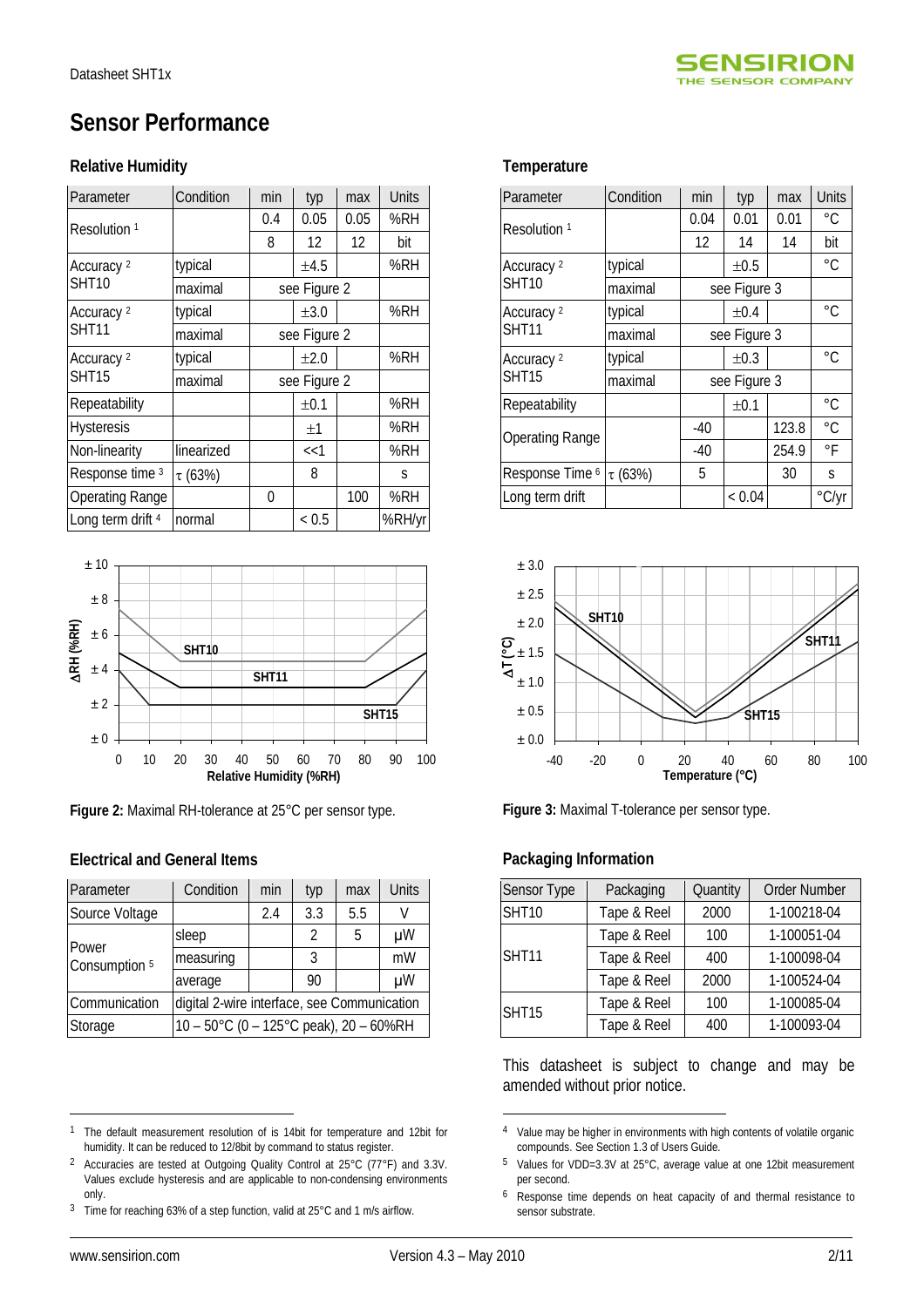# Sensor Performance

## Relative Humidity

| Parameter | Condition | min | typ | max | Units |
|---|---|---|---|---|---|
| Resolution [1] | | 0.4 | 0.05 | 0.05 | %RH |
| | | 8 | 12 | 12 | bit |
| Accuracy [2] SHT10 | typical | | ±4.5 | | %RH |
| | maximal | see Figure 2 | | | |
| Accuracy [2] SHT11 | typical | | ±3.0 | | %RH |
| | maximal | see Figure 2 | | | |
| Accuracy [2] SHT15 | typical | | ±2.0 | | %RH |
| | maximal | see Figure 2 | | | |
| Repeatability | | | ±0.1 | | %RH |
| Hysteresis | | | ±1 | | %RH |
| Non-linearity | linearized | | <<1 | | %RH |
| Response time [3] | τ (63%) | | 8 | | s |
| Operating Range | | 0 | | 100 | %RH |
| Long term drift [4] | normal | | < 0.5 | | %RH/yr |

**Figure 2:** Maximal RH-tolerance at 25°C per sensor type.

## Temperature

| Parameter | Condition | min | typ | max | Units |
|---|---|---|---|---|---|
| Resolution [1] | | 0.04 | 0.01 | 0.01 | °C |
| | | 12 | 14 | 14 | bit |
| Accuracy [2] SHT10 | typical | | ±0.5 | | °C |
| | maximal | see Figure 3 | | | |
| Accuracy [2] SHT11 | typical | | ±0.4 | | °C |
| | maximal | see Figure 3 | | | |
| Accuracy [2] SHT15 | typical | | ±0.3 | | °C |
| | maximal | see Figure 3 | | | |
| Repeatability | | | ±0.1 | | °C |
| Operating Range | | -40 | | 123.8 | °C |
| | | -40 | | 254.9 | °F |
| Response Time [6] | τ (63%) | 5 | | 30 | s |
| Long term drift | | | < 0.04 | | °C/yr |

**Figure 3:** Maximal T-tolerance per sensor type.

## Electrical and General Items

| Parameter | Condition | min | typ | max | Units |
|---|---|---|---|---|---|
| Source Voltage | | 2.4 | 3.3 | 5.5 | V |
| Power Consumption [5] | sleep | | 2 | 5 | µW |
| | measuring | | 3 | | mW |
| | average | | 90 | | µW |
| Communication | digital 2-wire interface, see Communication | | | | |
| Storage | 10 – 50°C (0 – 125°C peak), 20 – 60%RH | | | | |

## Packaging Information

| Sensor Type | Packaging | Quantity | Order Number |
|---|---|---|---|
| SHT10 | Tape & Reel | 2000 | 1-100218-04 |
| SHT11 | Tape & Reel | 100 | 1-100051-04 |
| | Tape & Reel | 400 | 1-100098-04 |
| | Tape & Reel | 2000 | 1-100524-04 |
| SHT15 | Tape & Reel | 100 | 1-100085-04 |
| | Tape & Reel | 400 | 1-100093-04 |

This datasheet is subject to change and may be amended without prior notice.

---

[1] The default measurement resolution of is 14bit for temperature and 12bit for humidity. It can be reduced to 12/8bit by command to status register.

[2] Accuracies are tested at Outgoing Quality Control at 25°C (77°F) and 3.3V. Values exclude hysteresis and are applicable to non-condensing environments only.

[3] Time for reaching 63% of a step function, valid at 25°C and 1 m/s airflow.

[4] Value may be higher in environments with high contents of volatile organic compounds. See Section 1.3 of Users Guide.

[5] Values for VDD=3.3V at 25°C, average value at one 12bit measurement per second.

[6] Response time depends on heat capacity of and thermal resistance to sensor substrate.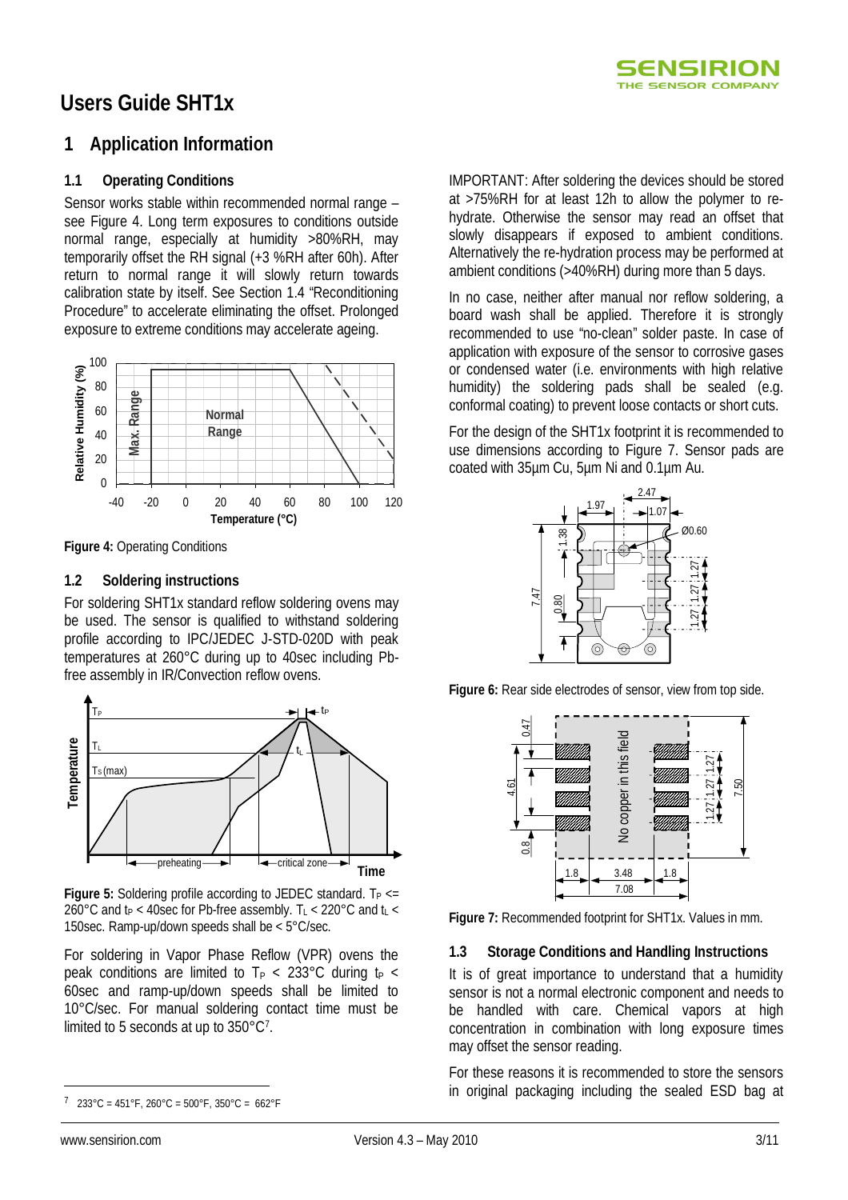# Users Guide SHT1x

## 1 Application Information

### 1.1 Operating Conditions

Sensor works stable within recommended normal range – see Figure 4. Long term exposures to conditions outside normal range, especially at humidity >80%RH, may temporarily offset the RH signal (+3 %RH after 60h). After return to normal range it will slowly return towards calibration state by itself. See Section 1.4 "Reconditioning Procedure" to accelerate eliminating the offset. Prolonged exposure to extreme conditions may accelerate ageing.

**Figure 4:** Operating Conditions

### 1.2 Soldering instructions

For soldering SHT1x standard reflow soldering ovens may be used. The sensor is qualified to withstand soldering profile according to IPC/JEDEC J-STD-020D with peak temperatures at 260°C during up to 40sec including Pb-free assembly in IR/Convection reflow ovens.

**Figure 5:** Soldering profile according to JEDEC standard. $T_P$ <= 260°C and $t_P$ < 40sec for Pb-free assembly. $T_L$ < 220°C and $t_L$ < 150sec. Ramp-up/down speeds shall be < 5°C/sec.

For soldering in Vapor Phase Reflow (VPR) ovens the peak conditions are limited to $T_P$ < 233°C during $t_P$ < 60sec and ramp-up/down speeds shall be limited to 10°C/sec. For manual soldering contact time must be limited to 5 seconds at up to 350°C[7].

IMPORTANT: After soldering the devices should be stored at >75%RH for at least 12h to allow the polymer to re-hydrate. Otherwise the sensor may read an offset that slowly disappears if exposed to ambient conditions. Alternatively the re-hydration process may be performed at ambient conditions (>40%RH) during more than 5 days.

In no case, neither after manual nor reflow soldering, a board wash shall be applied. Therefore it is strongly recommended to use "no-clean" solder paste. In case of application with exposure of the sensor to corrosive gases or condensed water (i.e. environments with high relative humidity) the soldering pads shall be sealed (e.g. conformal coating) to prevent loose contacts or short cuts.

For the design of the SHT1x footprint it is recommended to use dimensions according to Figure 7. Sensor pads are coated with 35µm Cu, 5µm Ni and 0.1µm Au.

**Figure 6:** Rear side electrodes of sensor, view from top side.

**Figure 7:** Recommended footprint for SHT1x. Values in mm.

### 1.3 Storage Conditions and Handling Instructions

It is of great importance to understand that a humidity sensor is not a normal electronic component and needs to be handled with care. Chemical vapors at high concentration in combination with long exposure times may offset the sensor reading.

For these reasons it is recommended to store the sensors in original packaging including the sealed ESD bag at

---

[7] 233°C = 451°F, 260°C = 500°F, 350°C = 662°F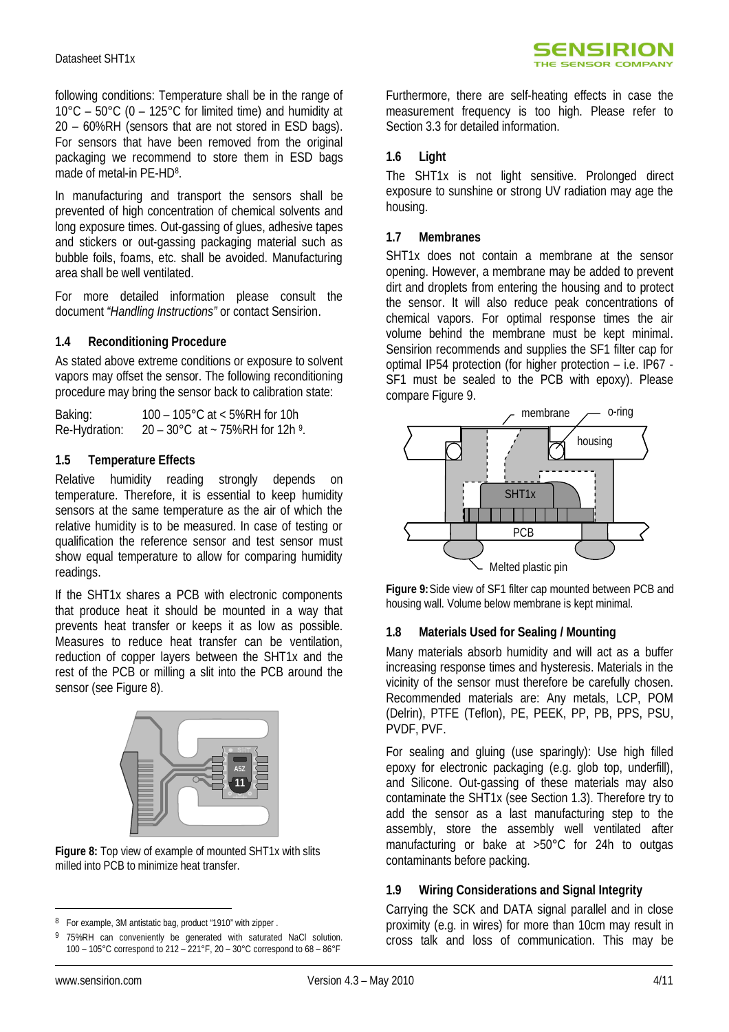following conditions: Temperature shall be in the range of 10°C – 50°C (0 – 125°C for limited time) and humidity at 20 – 60%RH (sensors that are not stored in ESD bags). For sensors that have been removed from the original packaging we recommend to store them in ESD bags made of metal-in PE-HD[8].

In manufacturing and transport the sensors shall be prevented of high concentration of chemical solvents and long exposure times. Out-gassing of glues, adhesive tapes and stickers or out-gassing packaging material such as bubble foils, foams, etc. shall be avoided. Manufacturing area shall be well ventilated.

For more detailed information please consult the document *"Handling Instructions"* or contact Sensirion.

### 1.4 Reconditioning Procedure

As stated above extreme conditions or exposure to solvent vapors may offset the sensor. The following reconditioning procedure may bring the sensor back to calibration state:

Baking: 100 – 105°C at < 5%RH for 10h
Re-Hydration: 20 – 30°C at ~ 75%RH for 12h [9].

### 1.5 Temperature Effects

Relative humidity reading strongly depends on temperature. Therefore, it is essential to keep humidity sensors at the same temperature as the air of which the relative humidity is to be measured. In case of testing or qualification the reference sensor and test sensor must show equal temperature to allow for comparing humidity readings.

If the SHT1x shares a PCB with electronic components that produce heat it should be mounted in a way that prevents heat transfer or keeps it as low as possible. Measures to reduce heat transfer can be ventilation, reduction of copper layers between the SHT1x and the rest of the PCB or milling a slit into the PCB around the sensor (see Figure 8).

**Figure 8:** Top view of example of mounted SHT1x with slits milled into PCB to minimize heat transfer.

Furthermore, there are self-heating effects in case the measurement frequency is too high. Please refer to Section 3.3 for detailed information.

### 1.6 Light

The SHT1x is not light sensitive. Prolonged direct exposure to sunshine or strong UV radiation may age the housing.

### 1.7 Membranes

SHT1x does not contain a membrane at the sensor opening. However, a membrane may be added to prevent dirt and droplets from entering the housing and to protect the sensor. It will also reduce peak concentrations of chemical vapors. For optimal response times the air volume behind the membrane must be kept minimal. Sensirion recommends and supplies the SF1 filter cap for optimal IP54 protection (for higher protection – i.e. IP67 - SF1 must be sealed to the PCB with epoxy). Please compare Figure 9.

**Figure 9:** Side view of SF1 filter cap mounted between PCB and housing wall. Volume below membrane is kept minimal.

### 1.8 Materials Used for Sealing / Mounting

Many materials absorb humidity and will act as a buffer increasing response times and hysteresis. Materials in the vicinity of the sensor must therefore be carefully chosen. Recommended materials are: Any metals, LCP, POM (Delrin), PTFE (Teflon), PE, PEEK, PP, PB, PPS, PSU, PVDF, PVF.

For sealing and gluing (use sparingly): Use high filled epoxy for electronic packaging (e.g. glob top, underfill), and Silicone. Out-gassing of these materials may also contaminate the SHT1x (see Section 1.3). Therefore try to add the sensor as a last manufacturing step to the assembly, store the assembly well ventilated after manufacturing or bake at >50°C for 24h to outgas contaminants before packing.

### 1.9 Wiring Considerations and Signal Integrity

Carrying the SCK and DATA signal parallel and in close proximity (e.g. in wires) for more than 10cm may result in cross talk and loss of communication. This may be

---

[8] For example, 3M antistatic bag, product "1910" with zipper .

[9] 75%RH can conveniently be generated with saturated NaCl solution. 100 – 105°C correspond to 212 – 221°F, 20 – 30°C correspond to 68 – 86°F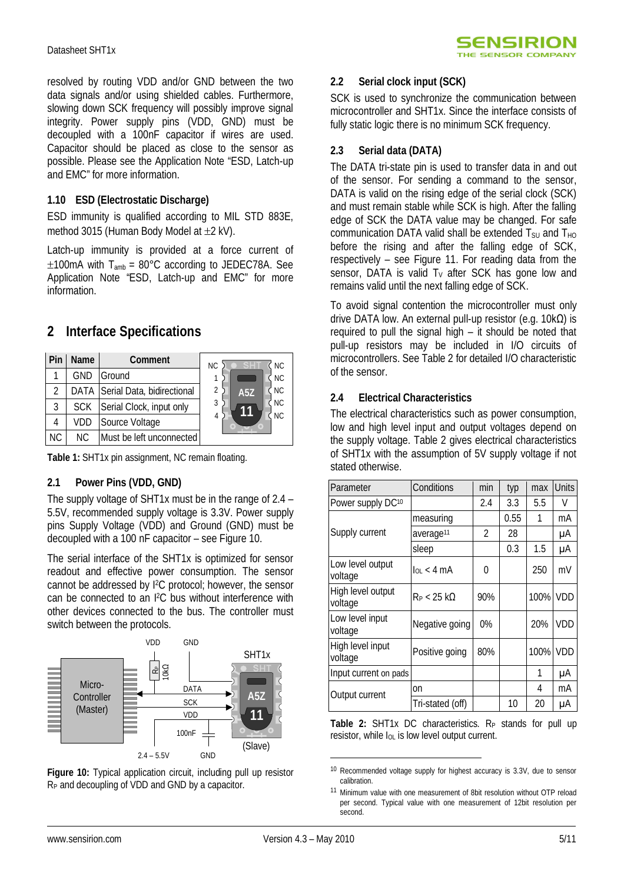resolved by routing VDD and/or GND between the two data signals and/or using shielded cables. Furthermore, slowing down SCK frequency will possibly improve signal integrity. Power supply pins (VDD, GND) must be decoupled with a 100nF capacitor if wires are used. Capacitor should be placed as close to the sensor as possible. Please see the Application Note "ESD, Latch-up and EMC" for more information.

### 1.10 ESD (Electrostatic Discharge)

ESD immunity is qualified according to MIL STD 883E, method 3015 (Human Body Model at ±2 kV).

Latch-up immunity is provided at a force current of ±100mA with $T_{amb}$ = 80°C according to JEDEC78A. See Application Note "ESD, Latch-up and EMC" for more information.

## 2 Interface Specifications

| Pin | Name | Comment |
|---|---|---|
| 1 | GND | Ground |
| 2 | DATA | Serial Data, bidirectional |
| 3 | SCK | Serial Clock, input only |
| 4 | VDD | Source Voltage |
| NC | NC | Must be left unconnected |

**Table 1:** SHT1x pin assignment, NC remain floating.

### 2.1 Power Pins (VDD, GND)

The supply voltage of SHT1x must be in the range of 2.4 – 5.5V, recommended supply voltage is 3.3V. Power supply pins Supply Voltage (VDD) and Ground (GND) must be decoupled with a 100 nF capacitor – see Figure 10.

The serial interface of the SHT1x is optimized for sensor readout and effective power consumption. The sensor cannot be addressed by I²C protocol; however, the sensor can be connected to an I²C bus without interference with other devices connected to the bus. The controller must switch between the protocols.

**Figure 10:** Typical application circuit, including pull up resistor $R_P$ and decoupling of VDD and GND by a capacitor.

### 2.2 Serial clock input (SCK)

SCK is used to synchronize the communication between microcontroller and SHT1x. Since the interface consists of fully static logic there is no minimum SCK frequency.

### 2.3 Serial data (DATA)

The DATA tri-state pin is used to transfer data in and out of the sensor. For sending a command to the sensor, DATA is valid on the rising edge of the serial clock (SCK) and must remain stable while SCK is high. After the falling edge of SCK the DATA value may be changed. For safe communication DATA valid shall be extended $T_{SU}$ and $T_{HO}$ before the rising and after the falling edge of SCK, respectively – see Figure 11. For reading data from the sensor, DATA is valid $T_V$ after SCK has gone low and remains valid until the next falling edge of SCK.

To avoid signal contention the microcontroller must only drive DATA low. An external pull-up resistor (e.g. 10kΩ) is required to pull the signal high – it should be noted that pull-up resistors may be included in I/O circuits of microcontrollers. See Table 2 for detailed I/O characteristic of the sensor.

### 2.4 Electrical Characteristics

The electrical characteristics such as power consumption, low and high level input and output voltages depend on the supply voltage. Table 2 gives electrical characteristics of SHT1x with the assumption of 5V supply voltage if not stated otherwise.

| Parameter | Conditions | min | typ | max | Units |
|---|---|---|---|---|---|
| Power supply DC[10] | | 2.4 | 3.3 | 5.5 | V |
| Supply current | measuring | | 0.55 | 1 | mA |
| | average[11] | 2 | 28 | | µA |
| | sleep | | 0.3 | 1.5 | µA |
| Low level output voltage | $I_{OL}$ < 4 mA | 0 | | 250 | mV |
| High level output voltage | $R_P$ < 25 kΩ | 90% | | 100% | VDD |
| Low level input voltage | Negative going | 0% | | 20% | VDD |
| High level input voltage | Positive going | 80% | | 100% | VDD |
| Input current on pads | | | | 1 | µA |
| Output current | on | | | 4 | mA |
| | Tri-stated (off) | | 10 | 20 | µA |

**Table 2:** SHT1x DC characteristics. $R_P$ stands for pull up resistor, while $I_{OL}$ is low level output current.

[10] Recommended voltage supply for highest accuracy is 3.3V, due to sensor calibration.

[11] Minimum value with one measurement of 8bit resolution without OTP reload per second. Typical value with one measurement of 12bit resolution per second.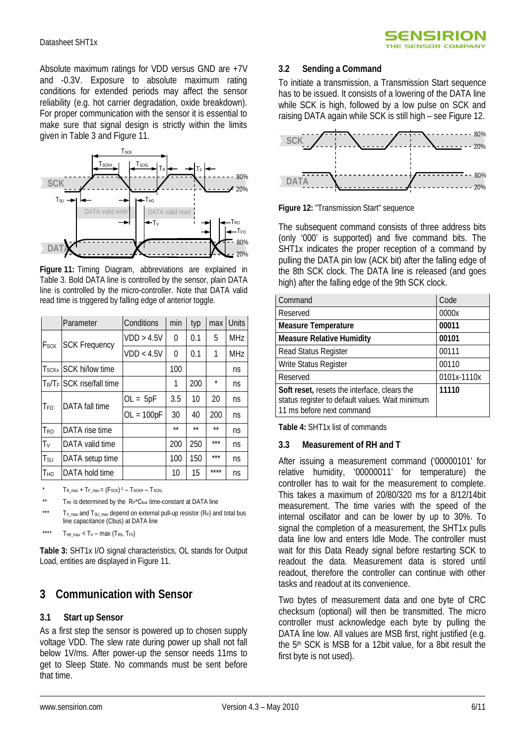Absolute maximum ratings for VDD versus GND are +7V and -0.3V. Exposure to absolute maximum rating conditions for extended periods may affect the sensor reliability (e.g. hot carrier degradation, oxide breakdown). For proper communication with the sensor it is essential to make sure that signal design is strictly within the limits given in Table 3 and Figure 11.

**Figure 11:** Timing Diagram, abbreviations are explained in Table 3. Bold DATA line is controlled by the sensor, plain DATA line is controlled by the micro-controller. Note that DATA valid read time is triggered by falling edge of anterior toggle.

| | Parameter | Conditions | min | typ | max | Units |
|---|---|---|---|---|---|---|
| $F_{SCK}$ | SCK Frequency | VDD > 4.5V | 0 | 0.1 | 5 | MHz |
| | | VDD < 4.5V | 0 | 0.1 | 1 | MHz |
| $T_{SCKx}$ | SCK hi/low time | | 100 | | | ns |
| $T_R/T_F$ | SCK rise/fall time | | 1 | 200 | * | ns |
| $T_{FO}$ | DATA fall time | OL = 5pF | 3.5 | 10 | 20 | ns |
| | | OL = 100pF | 30 | 40 | 200 | ns |
| $T_{RO}$ | DATA rise time | | ** | ** | ** | ns |
| $T_V$ | DATA valid time | | 200 | 250 | *** | ns |
| $T_{SU}$ | DATA setup time | | 100 | 150 | *** | ns |
| $T_{HO}$ | DATA hold time | | 10 | 15 | **** | ns |

\* $T_{R\_max} + T_{F\_max} = (F_{SCK})^{-1} - T_{SCKH} - T_{SCKL}$

\** $T_{RO}$ is determined by the $R_P$*$C_{bus}$ time-constant at DATA line

\*** $T_{V\_max}$ and $T_{SU\_max}$ depend on external pull-up resistor ($R_P$) and total bus line capacitance (Cbus) at DATA line

\**** $T_{H0\_max} < T_V - \max(T_{R0}, T_{F0})$

**Table 3:** SHT1x I/O signal characteristics, OL stands for Output Load, entities are displayed in Figure 11.

## 3 Communication with Sensor

### 3.1 Start up Sensor

As a first step the sensor is powered up to chosen supply voltage VDD. The slew rate during power up shall not fall below 1V/ms. After power-up the sensor needs 11ms to get to Sleep State. No commands must be sent before that time.

### 3.2 Sending a Command

To initiate a transmission, a Transmission Start sequence has to be issued. It consists of a lowering of the DATA line while SCK is high, followed by a low pulse on SCK and raising DATA again while SCK is still high – see Figure 12.

**Figure 12:** "Transmission Start" sequence

The subsequent command consists of three address bits (only '000' is supported) and five command bits. The SHT1x indicates the proper reception of a command by pulling the DATA pin low (ACK bit) after the falling edge of the 8th SCK clock. The DATA line is released (and goes high) after the falling edge of the 9th SCK clock.

| Command | Code |
|---|---|
| Reserved | 0000x |
| **Measure Temperature** | **00011** |
| **Measure Relative Humidity** | **00101** |
| Read Status Register | 00111 |
| Write Status Register | 00110 |
| Reserved | 0101x-1110x |
| **Soft reset,** resets the interface, clears the status register to default values. Wait minimum 11 ms before next command | **11110** |

**Table 4:** SHT1x list of commands

### 3.3 Measurement of RH and T

After issuing a measurement command ('00000101' for relative humidity, '00000011' for temperature) the controller has to wait for the measurement to complete. This takes a maximum of 20/80/320 ms for a 8/12/14bit measurement. The time varies with the speed of the internal oscillator and can be lower by up to 30%. To signal the completion of a measurement, the SHT1x pulls data line low and enters Idle Mode. The controller must wait for this Data Ready signal before restarting SCK to readout the data. Measurement data is stored until readout, therefore the controller can continue with other tasks and readout at its convenience.

Two bytes of measurement data and one byte of CRC checksum (optional) will then be transmitted. The micro controller must acknowledge each byte by pulling the DATA line low. All values are MSB first, right justified (e.g. the 5th SCK is MSB for a 12bit value, for a 8bit result the first byte is not used).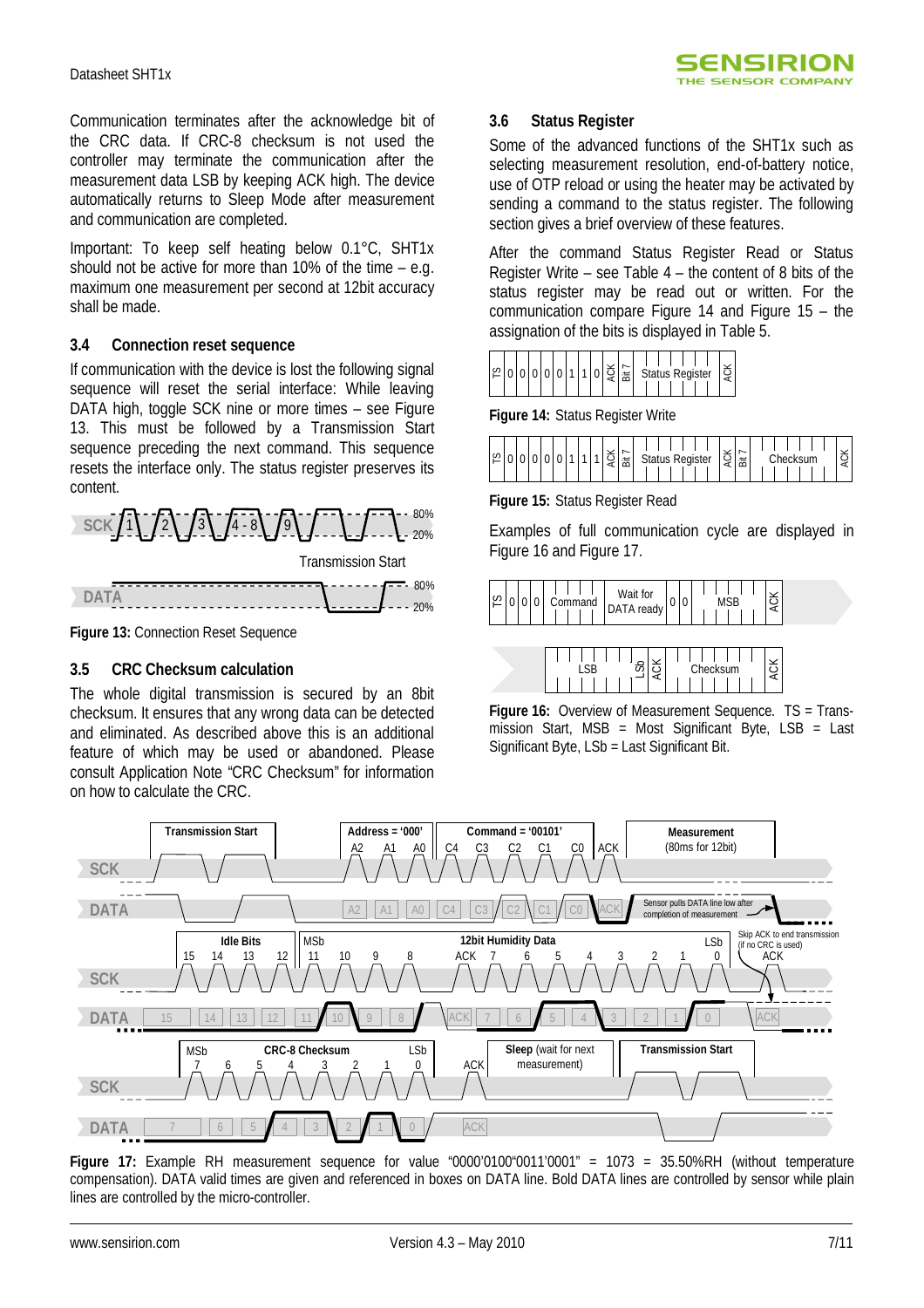Communication terminates after the acknowledge bit of the CRC data. If CRC-8 checksum is not used the controller may terminate the communication after the measurement data LSB by keeping ACK high. The device automatically returns to Sleep Mode after measurement and communication are completed.

Important: To keep self heating below 0.1°C, SHT1x should not be active for more than 10% of the time – e.g. maximum one measurement per second at 12bit accuracy shall be made.

### 3.4 Connection reset sequence

If communication with the device is lost the following signal sequence will reset the serial interface: While leaving DATA high, toggle SCK nine or more times – see Figure 13. This must be followed by a Transmission Start sequence preceding the next command. This sequence resets the interface only. The status register preserves its content.

**Figure 13:** Connection Reset Sequence

### 3.5 CRC Checksum calculation

The whole digital transmission is secured by an 8bit checksum. It ensures that any wrong data can be detected and eliminated. As described above this is an additional feature of which may be used or abandoned. Please consult Application Note "CRC Checksum" for information on how to calculate the CRC.

### 3.6 Status Register

Some of the advanced functions of the SHT1x such as selecting measurement resolution, end-of-battery notice, use of OTP reload or using the heater may be activated by sending a command to the status register. The following section gives a brief overview of these features.

After the command Status Register Read or Status Register Write – see Table 4 – the content of 8 bits of the status register may be read out or written. For the communication compare Figure 14 and Figure 15 – the assignation of the bits is displayed in Table 5.

**Figure 14:** Status Register Write

**Figure 15:** Status Register Read

Examples of full communication cycle are displayed in Figure 16 and Figure 17.

**Figure 16:** Overview of Measurement Sequence. TS = Transmission Start, MSB = Most Significant Byte, LSB = Last Significant Byte, LSb = Last Significant Bit.

**Figure 17:** Example RH measurement sequence for value "0000'0100"0011'0001" = 1073 = 35.50%RH (without temperature compensation). DATA valid times are given and referenced in boxes on DATA line. Bold DATA lines are controlled by sensor while plain lines are controlled by the micro-controller.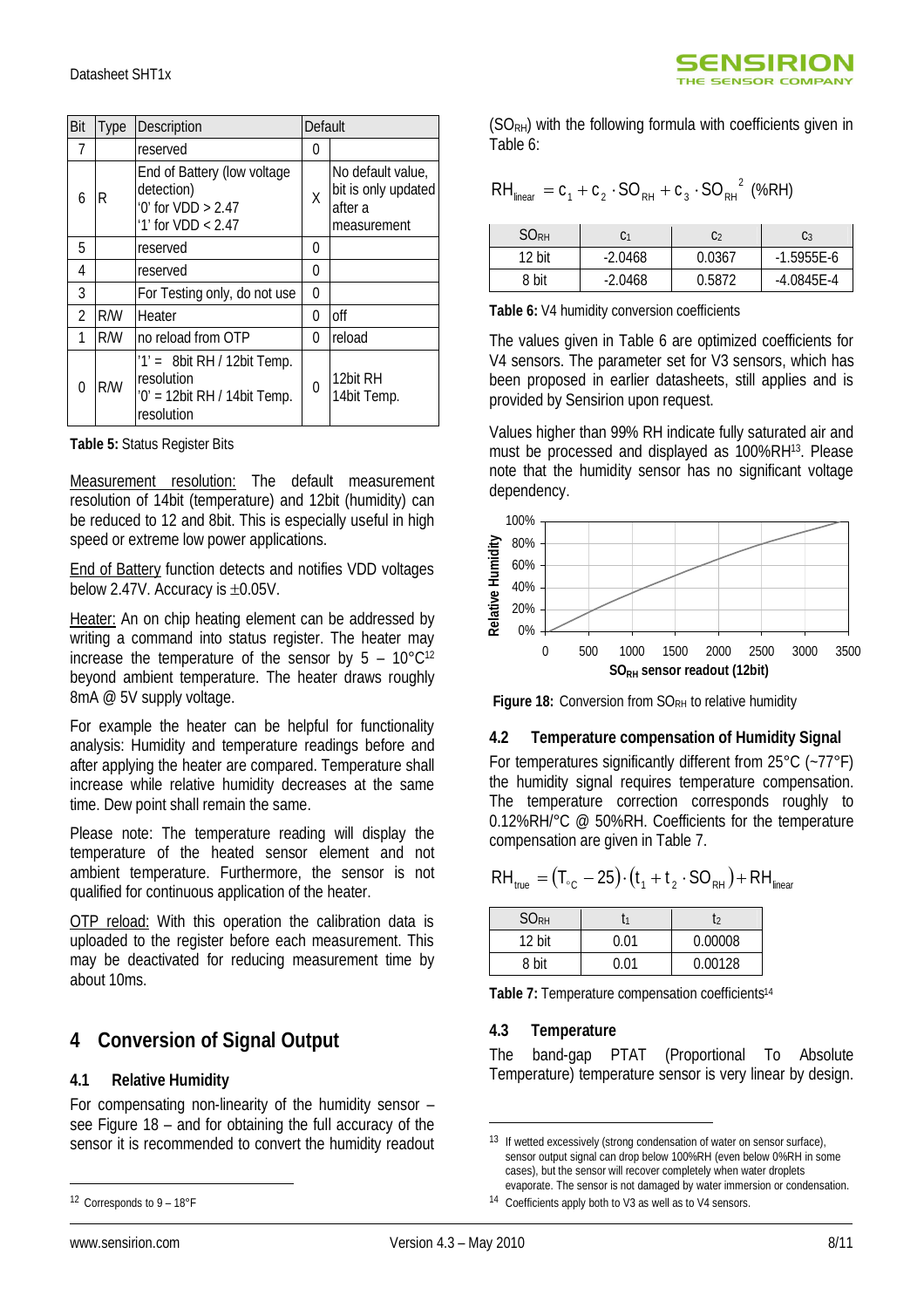| Bit | Type | Description | Default | |
|---|---|---|---|---|
| 7 | | reserved | 0 | |
| 6 | R | End of Battery (low voltage detection) '0' for VDD > 2.47 '1' for VDD < 2.47 | X | No default value, bit is only updated after a measurement |
| 5 | | reserved | 0 | |
| 4 | | reserved | 0 | |
| 3 | | For Testing only, do not use | 0 | |
| 2 | R/W | Heater | 0 | off |
| 1 | R/W | no reload from OTP | 0 | reload |
| 0 | R/W | '1' = 8bit RH / 12bit Temp. resolution '0' = 12bit RH / 14bit Temp. resolution | 0 | 12bit RH 14bit Temp. |

**Table 5:** Status Register Bits

Measurement resolution: The default measurement resolution of 14bit (temperature) and 12bit (humidity) can be reduced to 12 and 8bit. This is especially useful in high speed or extreme low power applications.

End of Battery function detects and notifies VDD voltages below 2.47V. Accuracy is ±0.05V.

Heater: An on chip heating element can be addressed by writing a command into status register. The heater may increase the temperature of the sensor by 5 – 10°C[12] beyond ambient temperature. The heater draws roughly 8mA @ 5V supply voltage.

For example the heater can be helpful for functionality analysis: Humidity and temperature readings before and after applying the heater are compared. Temperature shall increase while relative humidity decreases at the same time. Dew point shall remain the same.

Please note: The temperature reading will display the temperature of the heated sensor element and not ambient temperature. Furthermore, the sensor is not qualified for continuous application of the heater.

OTP reload: With this operation the calibration data is uploaded to the register before each measurement. This may be deactivated for reducing measurement time by about 10ms.

# 4 Conversion of Signal Output

## 4.1 Relative Humidity

For compensating non-linearity of the humidity sensor – see Figure 18 – and for obtaining the full accuracy of the sensor it is recommended to convert the humidity readout ($SO_{RH}$) with the following formula with coefficients given in Table 6:

$$RH_{linear} = c_1 + c_2 \cdot SO_{RH} + c_3 \cdot SO_{RH}^2 \text{ (\%RH)}$$

| $SO_{RH}$ | $c_1$ | $c_2$ | $c_3$ |
|---|---|---|---|
| 12 bit | -2.0468 | 0.0367 | -1.5955E-6 |
| 8 bit | -2.0468 | 0.5872 | -4.0845E-4 |

**Table 6:** V4 humidity conversion coefficients

The values given in Table 6 are optimized coefficients for V4 sensors. The parameter set for V3 sensors, which has been proposed in earlier datasheets, still applies and is provided by Sensirion upon request.

Values higher than 99% RH indicate fully saturated air and must be processed and displayed as 100%RH[13]. Please note that the humidity sensor has no significant voltage dependency.

**Figure 18:** Conversion from $SO_{RH}$ to relative humidity

## 4.2 Temperature compensation of Humidity Signal

For temperatures significantly different from 25°C (~77°F) the humidity signal requires temperature compensation. The temperature correction corresponds roughly to 0.12%RH/°C @ 50%RH. Coefficients for the temperature compensation are given in Table 7.

$$RH_{true} = (T_{°C} - 25) \cdot (t_1 + t_2 \cdot SO_{RH}) + RH_{linear}$$

| $SO_{RH}$ | $t_1$ | $t_2$ |
|---|---|---|
| 12 bit | 0.01 | 0.00008 |
| 8 bit | 0.01 | 0.00128 |

**Table 7:** Temperature compensation coefficients[14]

## 4.3 Temperature

The band-gap PTAT (Proportional To Absolute Temperature) temperature sensor is very linear by design.

---

[12] Corresponds to 9 – 18°F

[13] If wetted excessively (strong condensation of water on sensor surface), sensor output signal can drop below 100%RH (even below 0%RH in some cases), but the sensor will recover completely when water droplets evaporate. The sensor is not damaged by water immersion or condensation.

[14] Coefficients apply both to V3 as well as to V4 sensors.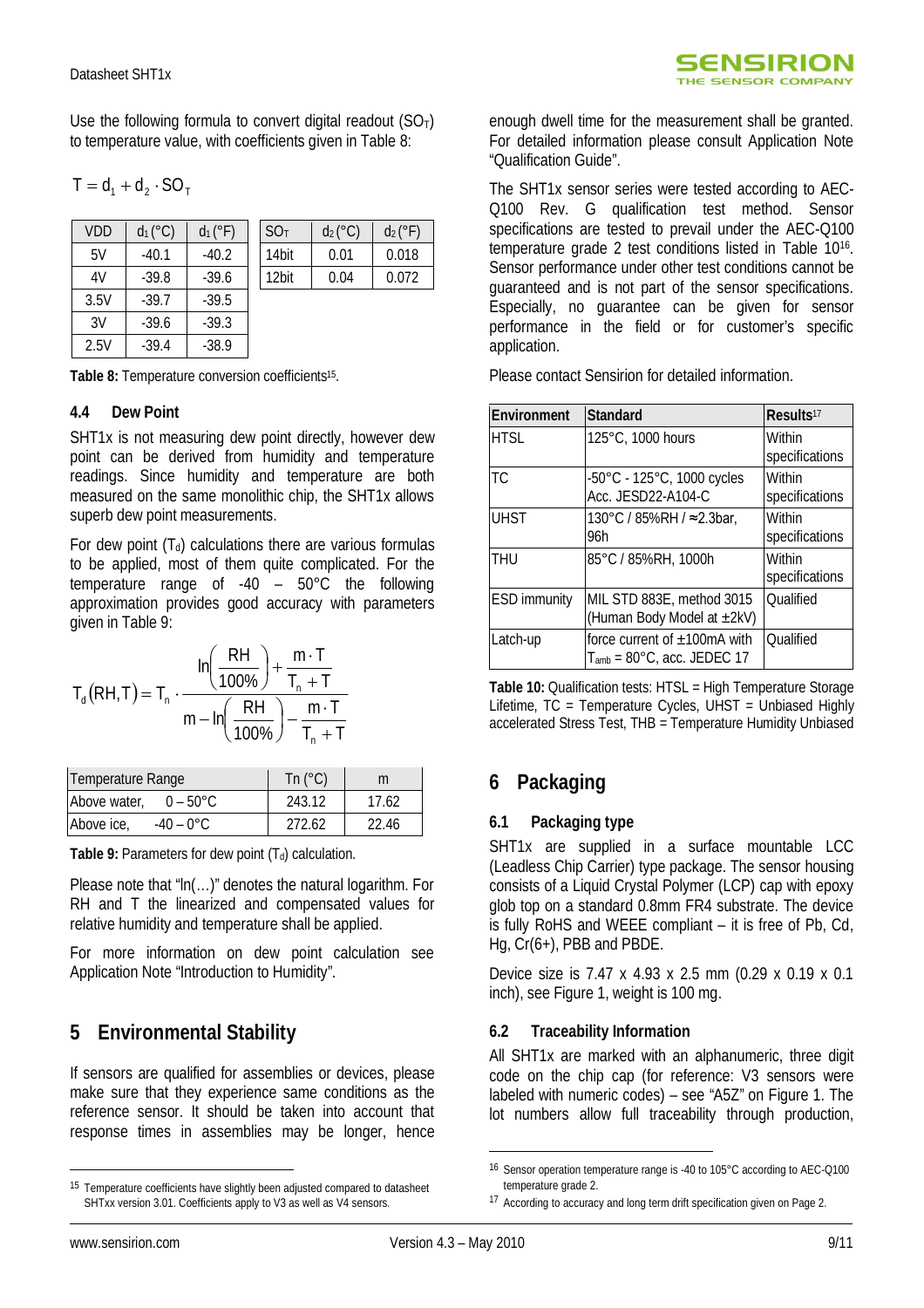Use the following formula to convert digital readout ($SO_T$) to temperature value, with coefficients given in Table 8:

$$T = d_1 + d_2 \cdot SO_T$$

| VDD | $d_1$ (°C) | $d_1$ (°F) |
|---|---|---|
| 5V | -40.1 | -40.2 |
| 4V | -39.8 | -39.6 |
| 3.5V | -39.7 | -39.5 |
| 3V | -39.6 | -39.3 |
| 2.5V | -39.4 | -38.9 |

| $SO_T$ | $d_2$ (°C) | $d_2$ (°F) |
|---|---|---|
| 14bit | 0.01 | 0.018 |
| 12bit | 0.04 | 0.072 |

**Table 8:** Temperature conversion coefficients[15].

### 4.4 Dew Point

SHT1x is not measuring dew point directly, however dew point can be derived from humidity and temperature readings. Since humidity and temperature are both measured on the same monolithic chip, the SHT1x allows superb dew point measurements.

For dew point ($T_d$) calculations there are various formulas to be applied, most of them quite complicated. For the temperature range of -40 – 50°C the following approximation provides good accuracy with parameters given in Table 9:

$$T_d(RH,T) = T_n \cdot \frac{\ln\left(\frac{RH}{100\%}\right) + \frac{m \cdot T}{T_n + T}}{m - \ln\left(\frac{RH}{100\%}\right) - \frac{m \cdot T}{T_n + T}}$$

| Temperature Range | Tn (°C) | m |
|---|---|---|
| Above water, 0 – 50°C | 243.12 | 17.62 |
| Above ice, -40 – 0°C | 272.62 | 22.46 |

**Table 9:** Parameters for dew point ($T_d$) calculation.

Please note that "ln(…)" denotes the natural logarithm. For RH and T the linearized and compensated values for relative humidity and temperature shall be applied.

For more information on dew point calculation see Application Note "Introduction to Humidity".

## 5 Environmental Stability

If sensors are qualified for assemblies or devices, please make sure that they experience same conditions as the reference sensor. It should be taken into account that response times in assemblies may be longer, hence enough dwell time for the measurement shall be granted. For detailed information please consult Application Note "Qualification Guide".

The SHT1x sensor series were tested according to AEC-Q100 Rev. G qualification test method. Sensor specifications are tested to prevail under the AEC-Q100 temperature grade 2 test conditions listed in Table 10[16]. Sensor performance under other test conditions cannot be guaranteed and is not part of the sensor specifications. Especially, no guarantee can be given for sensor performance in the field or for customer's specific application.

Please contact Sensirion for detailed information.

| Environment | Standard | Results[17] |
|---|---|---|
| HTSL | 125°C, 1000 hours | Within specifications |
| TC | -50°C - 125°C, 1000 cycles Acc. JESD22-A104-C | Within specifications |
| UHST | 130°C / 85%RH / ≈2.3bar, 96h | Within specifications |
| THU | 85°C / 85%RH, 1000h | Within specifications |
| ESD immunity | MIL STD 883E, method 3015 (Human Body Model at ±2kV) | Qualified |
| Latch-up | force current of ±100mA with $T_{amb}$ = 80°C, acc. JEDEC 17 | Qualified |

**Table 10:** Qualification tests: HTSL = High Temperature Storage Lifetime, TC = Temperature Cycles, UHST = Unbiased Highly accelerated Stress Test, THB = Temperature Humidity Unbiased

## 6 Packaging

### 6.1 Packaging type

SHT1x are supplied in a surface mountable LCC (Leadless Chip Carrier) type package. The sensor housing consists of a Liquid Crystal Polymer (LCP) cap with epoxy glob top on a standard 0.8mm FR4 substrate. The device is fully RoHS and WEEE compliant – it is free of Pb, Cd, Hg, Cr(6+), PBB and PBDE.

Device size is 7.47 x 4.93 x 2.5 mm (0.29 x 0.19 x 0.1 inch), see Figure 1, weight is 100 mg.

### 6.2 Traceability Information

All SHT1x are marked with an alphanumeric, three digit code on the chip cap (for reference: V3 sensors were labeled with numeric codes) – see "A5Z" on Figure 1. The lot numbers allow full traceability through production,

---

[15] Temperature coefficients have slightly been adjusted compared to datasheet SHTxx version 3.01. Coefficients apply to V3 as well as V4 sensors.

[16] Sensor operation temperature range is -40 to 105°C according to AEC-Q100 temperature grade 2.

[17] According to accuracy and long term drift specification given on Page 2.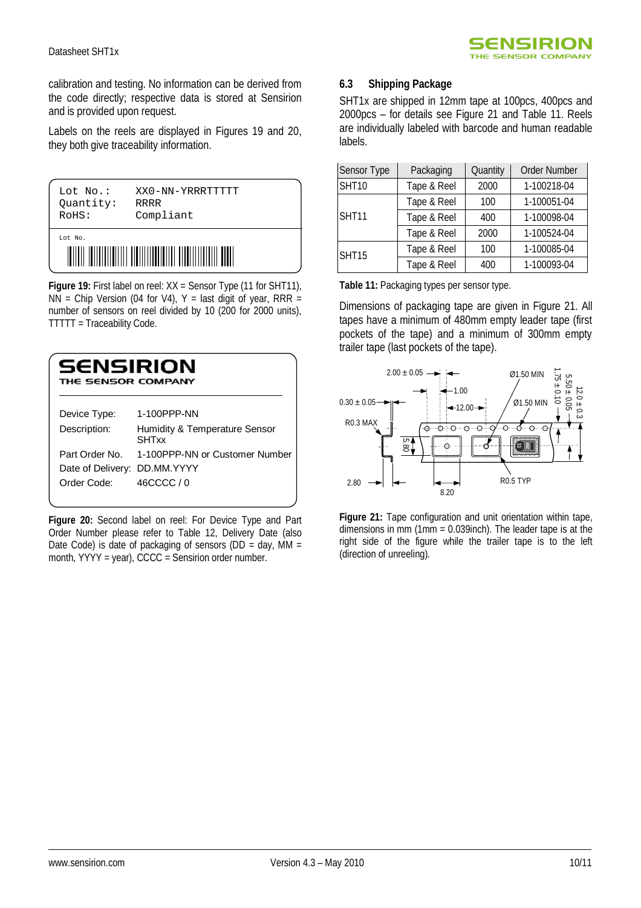calibration and testing. No information can be derived from the code directly; respective data is stored at Sensirion and is provided upon request.

Labels on the reels are displayed in Figures 19 and 20, they both give traceability information.

```
Lot No.:    XX0-NN-YRRRTTTTT
Quantity:   RRRR
RoHS:       Compliant

Lot No.
```

**Figure 19:** First label on reel: XX = Sensor Type (11 for SHT11), NN = Chip Version (04 for V4), Y = last digit of year, RRR = number of sensors on reel divided by 10 (200 for 2000 units), TTTTT = Traceability Code.

SENSIRION
THE SENSOR COMPANY

| | |
|---|---|
| Device Type: | 1-100PPP-NN |
| Description: | Humidity & Temperature Sensor SHTxx |
| Part Order No. | 1-100PPP-NN or Customer Number |
| Date of Delivery: | DD.MM.YYYY |
| Order Code: | 46CCCC / 0 |

**Figure 20:** Second label on reel: For Device Type and Part Order Number please refer to Table 12, Delivery Date (also Date Code) is date of packaging of sensors (DD = day, MM = month, YYYY = year), CCCC = Sensirion order number.

### 6.3 Shipping Package

SHT1x are shipped in 12mm tape at 100pcs, 400pcs and 2000pcs – for details see Figure 21 and Table 11. Reels are individually labeled with barcode and human readable labels.

| Sensor Type | Packaging | Quantity | Order Number |
|---|---|---|---|
| SHT10 | Tape & Reel | 2000 | 1-100218-04 |
| SHT11 | Tape & Reel | 100 | 1-100051-04 |
| | Tape & Reel | 400 | 1-100098-04 |
| | Tape & Reel | 2000 | 1-100524-04 |
| SHT15 | Tape & Reel | 100 | 1-100085-04 |
| | Tape & Reel | 400 | 1-100093-04 |

**Table 11:** Packaging types per sensor type.

Dimensions of packaging tape are given in Figure 21. All tapes have a minimum of 480mm empty leader tape (first pockets of the tape) and a minimum of 300mm empty trailer tape (last pockets of the tape).

**Figure 21:** Tape configuration and unit orientation within tape, dimensions in mm (1mm = 0.039inch). The leader tape is at the right side of the figure while the trailer tape is to the left (direction of unreeling).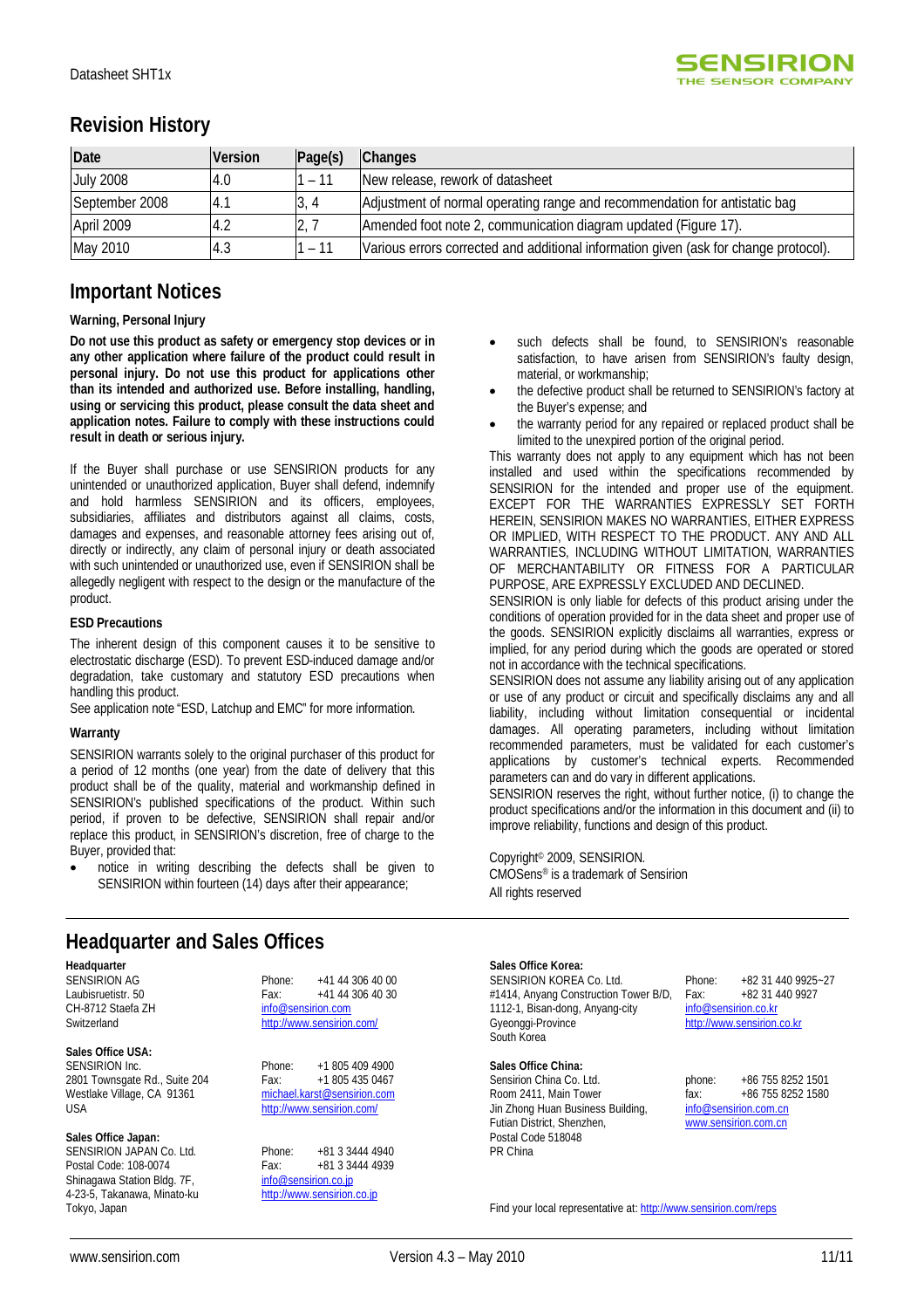## Revision History

| Date | Version | Page(s) | Changes |
|---|---|---|---|
| July 2008 | 4.0 | 1 – 11 | New release, rework of datasheet |
| September 2008 | 4.1 | 3, 4 | Adjustment of normal operating range and recommendation for antistatic bag |
| April 2009 | 4.2 | 2, 7 | Amended foot note 2, communication diagram updated (Figure 17). |
| May 2010 | 4.3 | 1 – 11 | Various errors corrected and additional information given (ask for change protocol). |

## Important Notices

#### Warning, Personal Injury

**Do not use this product as safety or emergency stop devices or in any other application where failure of the product could result in personal injury. Do not use this product for applications other than its intended and authorized use. Before installing, handling, using or servicing this product, please consult the data sheet and application notes. Failure to comply with these instructions could result in death or serious injury.**

If the Buyer shall purchase or use SENSIRION products for any unintended or unauthorized application, Buyer shall defend, indemnify and hold harmless SENSIRION and its officers, employees, subsidiaries, affiliates and distributors against all claims, costs, damages and expenses, and reasonable attorney fees arising out of, directly or indirectly, any claim of personal injury or death associated with such unintended or unauthorized use, even if SENSIRION shall be allegedly negligent with respect to the design or the manufacture of the product.

#### ESD Precautions

The inherent design of this component causes it to be sensitive to electrostatic discharge (ESD). To prevent ESD-induced damage and/or degradation, take customary and statutory ESD precautions when handling this product.
See application note "ESD, Latchup and EMC" for more information.

#### Warranty

SENSIRION warrants solely to the original purchaser of this product for a period of 12 months (one year) from the date of delivery that this product shall be of the quality, material and workmanship defined in SENSIRION's published specifications of the product. Within such period, if proven to be defective, SENSIRION shall repair and/or replace this product, in SENSIRION's discretion, free of charge to the Buyer, provided that:

- notice in writing describing the defects shall be given to SENSIRION within fourteen (14) days after their appearance;
- such defects shall be found, to SENSIRION's reasonable satisfaction, to have arisen from SENSIRION's faulty design, material, or workmanship;
- the defective product shall be returned to SENSIRION's factory at the Buyer's expense; and
- the warranty period for any repaired or replaced product shall be limited to the unexpired portion of the original period.

This warranty does not apply to any equipment which has not been installed and used within the specifications recommended by SENSIRION for the intended and proper use of the equipment. EXCEPT FOR THE WARRANTIES EXPRESSLY SET FORTH HEREIN, SENSIRION MAKES NO WARRANTIES, EITHER EXPRESS OR IMPLIED, WITH RESPECT TO THE PRODUCT. ANY AND ALL WARRANTIES, INCLUDING WITHOUT LIMITATION, WARRANTIES OF MERCHANTABILITY OR FITNESS FOR A PARTICULAR PURPOSE, ARE EXPRESSLY EXCLUDED AND DECLINED.

SENSIRION is only liable for defects of this product arising under the conditions of operation provided for in the data sheet and proper use of the goods. SENSIRION explicitly disclaims all warranties, express or implied, for any period during which the goods are operated or stored not in accordance with the technical specifications.

SENSIRION does not assume any liability arising out of any application or use of any product or circuit and specifically disclaims any and all liability, including without limitation consequential or incidental damages. All operating parameters, including without limitation recommended parameters, must be validated for each customer's applications by customer's technical experts. Recommended parameters can and do vary in different applications.

SENSIRION reserves the right, without further notice, (i) to change the product specifications and/or the information in this document and (ii) to improve reliability, functions and design of this product.

Copyright© 2009, SENSIRION.
CMOSens® is a trademark of Sensirion
All rights reserved

## Headquarter and Sales Offices

**Headquarter**
SENSIRION AG
Laubisruetistr. 50
CH-8712 Staefa ZH
Switzerland

Phone: +41 44 306 40 00
Fax: +41 44 306 40 30
info@sensirion.com
http://www.sensirion.com/

**Sales Office USA:**
SENSIRION Inc.
2801 Townsgate Rd., Suite 204
Westlake Village, CA 91361
USA

Phone: +1 805 409 4900
Fax: +1 805 435 0467
michael.karst@sensirion.com
http://www.sensirion.com/

**Sales Office Japan:**
SENSIRION JAPAN Co. Ltd.
Postal Code: 108-0074
Shinagawa Station Bldg. 7F,
4-23-5, Takanawa, Minato-ku
Tokyo, Japan

Phone: +81 3 3444 4940
Fax: +81 3 3444 4939
info@sensirion.co.jp
http://www.sensirion.co.jp

**Sales Office Korea:**
SENSIRION KOREA Co. Ltd.
#1414, Anyang Construction Tower B/D,
1112-1, Bisan-dong, Anyang-city
Gyeonggi-Province
South Korea

Phone: +82 31 440 9925~27
Fax: +82 31 440 9927
info@sensirion.co.kr
http://www.sensirion.co.kr

**Sales Office China:**
Sensirion China Co. Ltd.
Room 2411, Main Tower
Jin Zhong Huan Business Building,
Futian District, Shenzhen,
Postal Code 518048
PR China

phone: +86 755 8252 1501
fax: +86 755 8252 1580
info@sensirion.com.cn
www.sensirion.com.cn

Find your local representative at: http://www.sensirion.com/reps